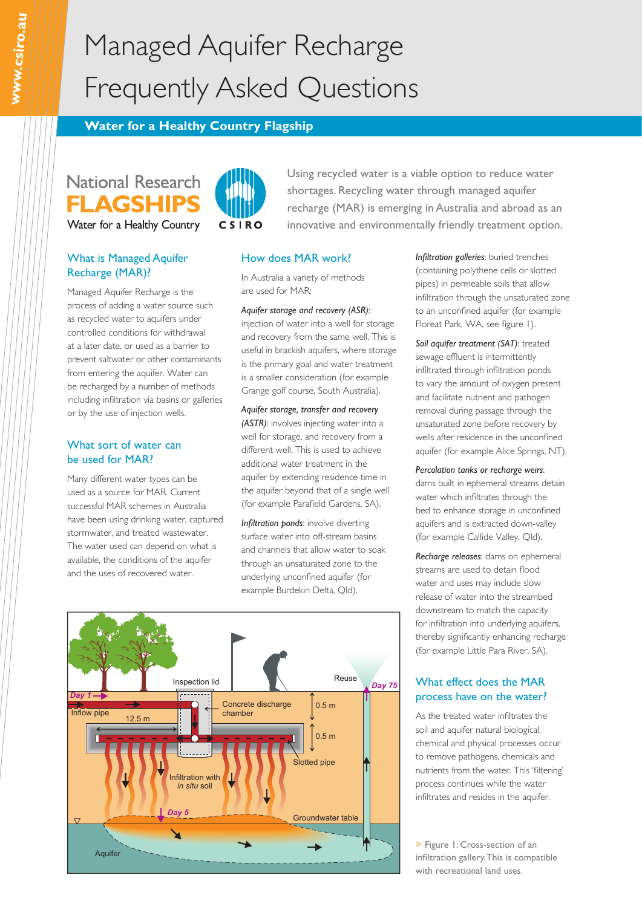# Managed Aquifer Recharge Frequently Asked Questions

**Water for a Healthy Country Flagship**

National Research FLAGSHIPS Water for a Healthy Country

Using recycled water is a viable option to reduce water shortages. Recycling water through managed aquifer recharge (MAR) is emerging in Australia and abroad as an innovative and environmentally friendly treatment option.

## What is Managed Aquifer Recharge (MAR)?

Managed Aquifer Recharge is the process of adding a water source such as recycled water to aquifers under controlled conditions for withdrawal at a later date, or used as a barrier to prevent saltwater or other contaminants from entering the aquifer. Water can be recharged by a number of methods including infiltration via basins or galleries or by the use of injection wells.

## What sort of water can be used for MAR?

Many different water types can be used as a source for MAR. Current successful MAR schemes in Australia have been using drinking water, captured stormwater, and treated wastewater. The water used can depend on what is available, the conditions of the aquifer and the uses of recovered water.

## How does MAR work?

In Australia a variety of methods are used for MAR:

*Aquifer storage and recovery (ASR)*: injection of water into a well for storage and recovery from the same well. This is useful in brackish aquifers, where storage is the primary goal and water treatment is a smaller consideration (for example Grange golf course, South Australia).

*Aquifer storage, transfer and recovery (ASTR)*: involves injecting water into a well for storage, and recovery from a different well. This is used to achieve additional water treatment in the aquifer by extending residence time in the aquifer beyond that of a single well (for example Parafield Gardens, SA).

*Infiltration ponds*: involve diverting surface water into off-stream basins and channels that allow water to soak through an unsaturated zone to the underlying unconfined aquifer (for example Burdekin Delta, Qld).

*Infiltration galleries*: buried trenches (containing polythene cells or slotted pipes) in permeable soils that allow infiltration through the unsaturated zone to an unconfined aquifer (for example Floreat Park, WA, see figure 1).

*Soil aquifer treatment (SAT)*: treated sewage effluent is intermittently infiltrated through infiltration ponds to vary the amount of oxygen present and facilitate nutrient and pathogen removal during passage through the unsaturated zone before recovery by wells after residence in the unconfined aquifer (for example Alice Springs, NT).

*Percolation tanks or recharge weirs*: dams built in ephemeral streams detain water which infiltrates through the bed to enhance storage in unconfined aquifers and is extracted down-valley (for example Callide Valley, Qld).

*Recharge releases*: dams on ephemeral streams are used to detain flood water and uses may include slow release of water into the streambed downstream to match the capacity for infiltration into underlying aquifers, thereby significantly enhancing recharge (for example Little Para River, SA).

## What effect does the MAR process have on the water?

As the treated water infiltrates the soil and aquifer natural biological, chemical and physical processes occur to remove pathogens, chemicals and nutrients from the water. This 'filtering' process continues while the water infiltrates and resides in the aquifer.

> Figure 1: Cross-section of an infiltration gallery. This is compatible with recreational land uses.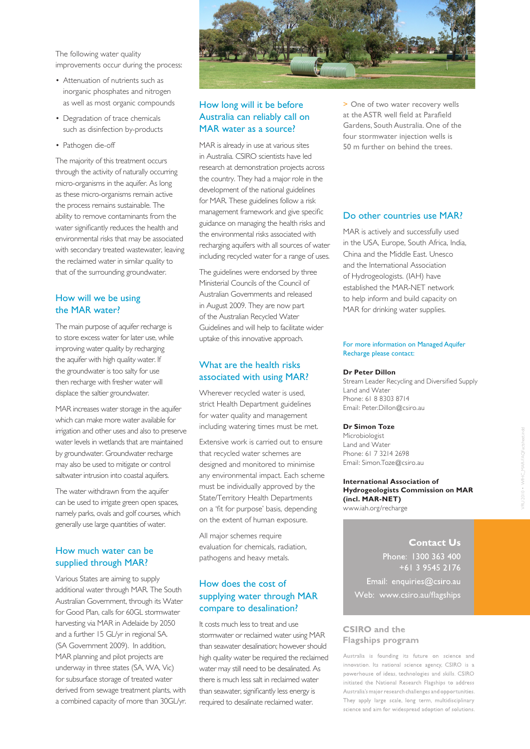The following water quality improvements occur during the process:

- Attenuation of nutrients such as inorganic phosphates and nitrogen as well as most organic compounds
- Degradation of trace chemicals such as disinfection by-products
- Pathogen die-off

The majority of this treatment occurs through the activity of naturally occurring micro-organisms in the aquifer. As long as these micro-organisms remain active the process remains sustainable. The ability to remove contaminants from the water significantly reduces the health and environmental risks that may be associated with secondary treated wastewater, leaving the reclaimed water in similar quality to that of the surrounding groundwater.

## How will we be using the MAR water?

The main purpose of aquifer recharge is to store excess water for later use, while improving water quality by recharging the aquifer with high quality water. If the groundwater is too salty for use then recharge with fresher water will displace the saltier groundwater.

MAR increases water storage in the aquifer which can make more water available for irrigation and other uses and also to preserve water levels in wetlands that are maintained by groundwater. Groundwater recharge may also be used to mitigate or control saltwater intrusion into coastal aquifers.

The water withdrawn from the aquifer can be used to irrigate green open spaces, namely parks, ovals and golf courses, which generally use large quantities of water.

## How much water can be supplied through MAR?

Various States are aiming to supply additional water through MAR. The South Australian Government, through its Water for Good Plan, calls for 60GL stormwater harvesting via MAR in Adelaide by 2050 and a further 15 GL/yr in regional SA. (SA Government 2009). In addition, MAR planning and pilot projects are underway in three states (SA, WA, Vic) for subsurface storage of treated water derived from sewage treatment plants, with a combined capacity of more than 30GL/yr.

## How long will it be before Australia can reliably call on MAR water as a source?

MAR is already in use at various sites in Australia. CSIRO scientists have led research at demonstration projects across the country. They had a major role in the development of the national guidelines for MAR. These guidelines follow a risk management framework and give specific guidance on managing the health risks and the environmental risks associated with recharging aquifers with all sources of water including recycled water for a range of uses.

The guidelines were endorsed by three Ministerial Councils of the Council of Australian Governments and released in August 2009. They are now part of the Australian Recycled Water Guidelines and will help to facilitate wider uptake of this innovative approach.

## What are the health risks associated with using MAR?

Wherever recycled water is used, strict Health Department guidelines for water quality and management including watering times must be met.

Extensive work is carried out to ensure that recycled water schemes are designed and monitored to minimise any environmental impact. Each scheme must be individually approved by the State/Territory Health Departments on a 'fit for purpose' basis, depending on the extent of human exposure.

All major schemes require evaluation for chemicals, radiation, pathogens and heavy metals.

## How does the cost of supplying water through MAR compare to desalination?

It costs much less to treat and use stormwater or reclaimed water using MAR than seawater desalination; however should high quality water be required the reclaimed water may still need to be desalinated. As there is much less salt in reclaimed water than seawater, significantly less energy is required to desalinate reclaimed water.

> One of two water recovery wells at the ASTR well field at Parafield Gardens, South Australia. One of the four stormwater injection wells is 50 m further on behind the trees.

## Do other countries use MAR?

MAR is actively and successfully used in the USA, Europe, South Africa, India, China and the Middle East. Unesco and the International Association of Hydrogeologists. (IAH) have established the MAR-NET network to help inform and build capacity on MAR for drinking water supplies.

For more information on Managed Aquifer Recharge please contact:

**Dr Peter Dillon**
Stream Leader Recycling and Diversified Supply
Land and Water
Phone: 61 8 8303 8714
Email: Peter.Dillon@csiro.au

**Dr Simon Toze**
Microbiologist
Land and Water
Phone: 61 7 3214 2698
Email: Simon.Toze@csiro.au

**International Association of Hydrogeologists Commission on MAR (incl. MAR-NET)**
www.iah.org/recharge

**Contact Us**
Phone: 1300 363 400
+61 3 9545 2176
Email: enquiries@csiro.au
Web: www.csiro.au/flagships

## CSIRO and the Flagships program

Australia is founding its future on science and innovation. Its national science agency, CSIRO is a powerhouse of ideas, technologies and skills. CSIRO initiated the National Research Flagships to address Australia's major research challenges and opportunities. They apply large scale, long term, multidisciplinary science and aim for widespread adoption of solutions.